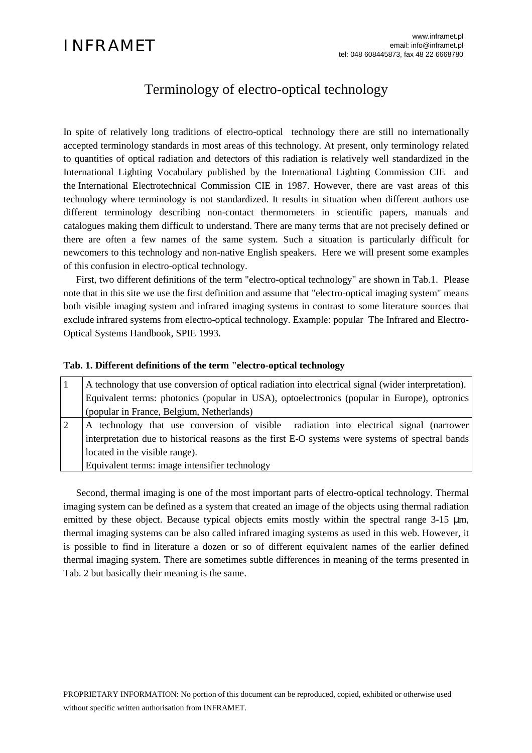# Terminology of electro-optical technology

In spite of relatively long traditions of electro-optical technology there are still no internationally accepted terminology standards in most areas of this technology. At present, only terminology related to quantities of optical radiation and detectors of this radiation is relatively well standardized in the International Lighting Vocabulary published by the International Lighting Commission CIE and the International Electrotechnical Commission CIE in 1987. However, there are vast areas of this technology where terminology is not standardized. It results in situation when different authors use different terminology describing non-contact thermometers in scientific papers, manuals and catalogues making them difficult to understand. There are many terms that are not precisely defined or there are often a few names of the same system. Such a situation is particularly difficult for newcomers to this technology and non-native English speakers. Here we will present some examples of this confusion in electro-optical technology.

First, two different definitions of the term "electro-optical technology" are shown in Tab.1. Please note that in this site we use the first definition and assume that "electro-optical imaging system" means both visible imaging system and infrared imaging systems in contrast to some literature sources that exclude infrared systems from electro-optical technology. Example: popular The Infrared and Electro-Optical Systems Handbook, SPIE 1993.

**Tab. 1. Different definitions of the term "electro-optical technology**

| | |
|---|---|
| 1 | A technology that use conversion of optical radiation into electrical signal (wider interpretation). Equivalent terms: photonics (popular in USA), optoelectronics (popular in Europe), optronics (popular in France, Belgium, Netherlands) |
| 2 | A technology that use conversion of visible radiation into electrical signal (narrower interpretation due to historical reasons as the first E-O systems were systems of spectral bands located in the visible range).<br>Equivalent terms: image intensifier technology |

Second, thermal imaging is one of the most important parts of electro-optical technology. Thermal imaging system can be defined as a system that created an image of the objects using thermal radiation emitted by these object. Because typical objects emits mostly within the spectral range 3-15 μm, thermal imaging systems can be also called infrared imaging systems as used in this web. However, it is possible to find in literature a dozen or so of different equivalent names of the earlier defined thermal imaging system. There are sometimes subtle differences in meaning of the terms presented in Tab. 2 but basically their meaning is the same.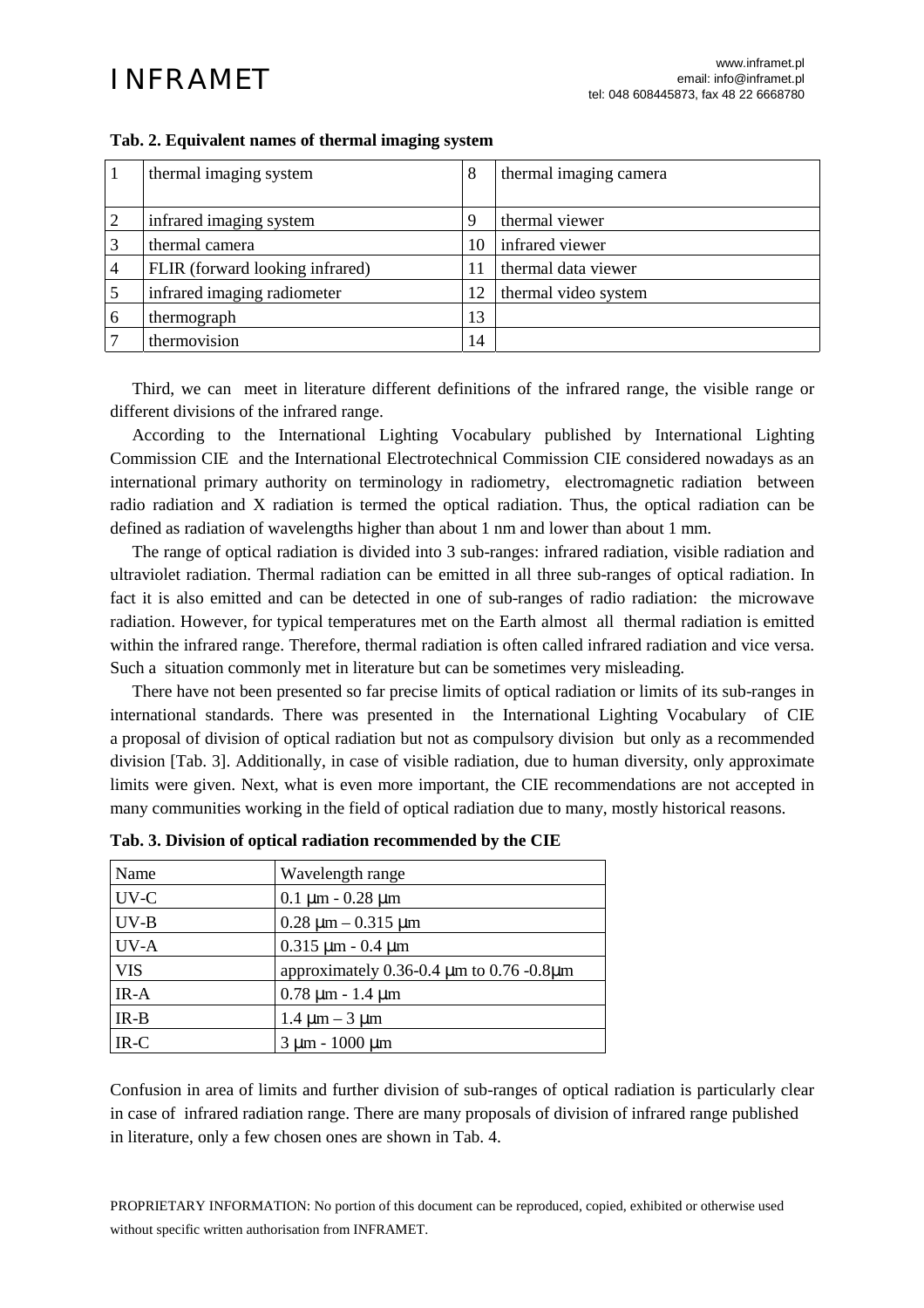**Tab. 2. Equivalent names of thermal imaging system**

| | | | |
|---|---|---|---|
| 1 | thermal imaging system | 8 | thermal imaging camera |
| 2 | infrared imaging system | 9 | thermal viewer |
| 3 | thermal camera | 10 | infrared viewer |
| 4 | FLIR (forward looking infrared) | 11 | thermal data viewer |
| 5 | infrared imaging radiometer | 12 | thermal video system |
| 6 | thermograph | 13 | |
| 7 | thermovision | 14 | |

Third, we can meet in literature different definitions of the infrared range, the visible range or different divisions of the infrared range.

According to the International Lighting Vocabulary published by International Lighting Commission CIE and the International Electrotechnical Commission CIE considered nowadays as an international primary authority on terminology in radiometry, electromagnetic radiation between radio radiation and X radiation is termed the optical radiation. Thus, the optical radiation can be defined as radiation of wavelengths higher than about 1 nm and lower than about 1 mm.

The range of optical radiation is divided into 3 sub-ranges: infrared radiation, visible radiation and ultraviolet radiation. Thermal radiation can be emitted in all three sub-ranges of optical radiation. In fact it is also emitted and can be detected in one of sub-ranges of radio radiation: the microwave radiation. However, for typical temperatures met on the Earth almost all thermal radiation is emitted within the infrared range. Therefore, thermal radiation is often called infrared radiation and vice versa. Such a situation commonly met in literature but can be sometimes very misleading.

There have not been presented so far precise limits of optical radiation or limits of its sub-ranges in international standards. There was presented in the International Lighting Vocabulary of CIE a proposal of division of optical radiation but not as compulsory division but only as a recommended division [Tab. 3]. Additionally, in case of visible radiation, due to human diversity, only approximate limits were given. Next, what is even more important, the CIE recommendations are not accepted in many communities working in the field of optical radiation due to many, mostly historical reasons.

**Tab. 3. Division of optical radiation recommended by the CIE**

| Name | Wavelength range |
|---|---|
| UV-C | 0.1 μm - 0.28 μm |
| UV-B | 0.28 μm – 0.315 μm |
| UV-A | 0.315 μm - 0.4 μm |
| VIS | approximately 0.36-0.4 μm to 0.76 -0.8μm |
| IR-A | 0.78 μm - 1.4 μm |
| IR-B | 1.4 μm – 3 μm |
| IR-C | 3 μm - 1000 μm |

Confusion in area of limits and further division of sub-ranges of optical radiation is particularly clear in case of infrared radiation range. There are many proposals of division of infrared range published in literature, only a few chosen ones are shown in Tab. 4.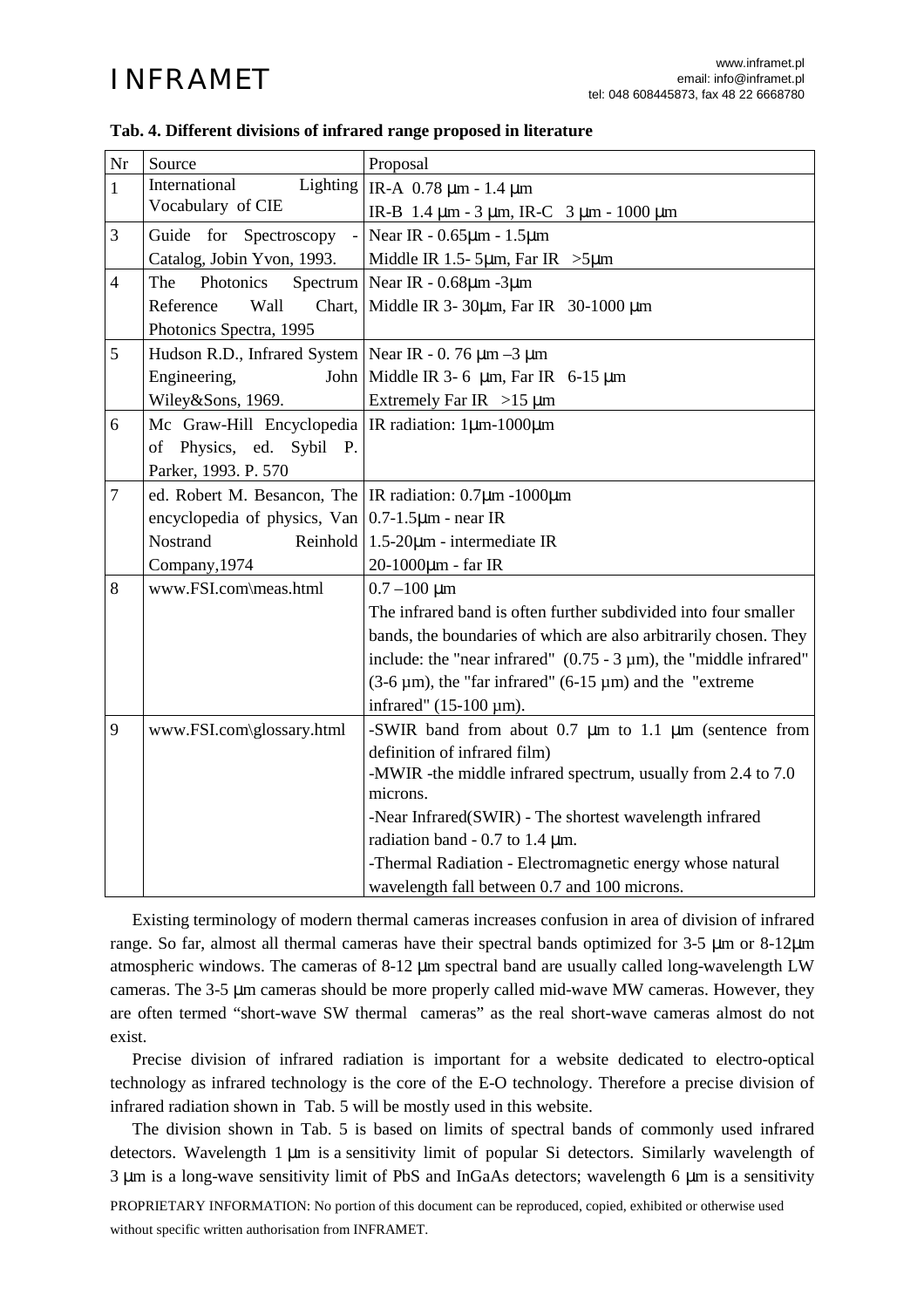**Tab. 4. Different divisions of infrared range proposed in literature**

| Nr | Source | Proposal |
|---|---|---|
| 1 | International Lighting Vocabulary of CIE | IR-A 0.78 μm - 1.4 μm<br>IR-B 1.4 μm - 3 μm, IR-C 3 μm - 1000 μm |
| 3 | Guide for Spectroscopy - Catalog, Jobin Yvon, 1993. | Near IR - 0.65μm - 1.5μm<br>Middle IR 1.5- 5μm, Far IR >5μm |
| 4 | The Photonics Spectrum Reference Wall Chart, Photonics Spectra, 1995 | Near IR - 0.68μm -3μm<br>Middle IR 3- 30μm, Far IR 30-1000 μm |
| 5 | Hudson R.D., Infrared System Engineering, John Wiley&Sons, 1969. | Near IR - 0. 76 μm –3 μm<br>Middle IR 3- 6 μm, Far IR 6-15 μm<br>Extremely Far IR >15 μm |
| 6 | Mc Graw-Hill Encyclopedia of Physics, ed. Sybil P. Parker, 1993. P. 570 | IR radiation: 1μm-1000μm |
| 7 | ed. Robert M. Besancon, The encyclopedia of physics, Van Nostrand Reinhold Company,1974 | IR radiation: 0.7μm -1000μm<br>0.7-1.5μm - near IR<br>1.5-20μm - intermediate IR<br>20-1000μm - far IR |
| 8 | www.FSI.com\meas.html | 0.7 –100 μm<br>The infrared band is often further subdivided into four smaller bands, the boundaries of which are also arbitrarily chosen. They include: the "near infrared" (0.75 - 3 µm), the "middle infrared" (3-6 µm), the "far infrared" (6-15 µm) and the "extreme infrared" (15-100 µm). |
| 9 | www.FSI.com\glossary.html | -SWIR band from about 0.7 μm to 1.1 μm (sentence from definition of infrared film)<br>-MWIR -the middle infrared spectrum, usually from 2.4 to 7.0 microns.<br>-Near Infrared(SWIR) - The shortest wavelength infrared radiation band - 0.7 to 1.4 μm.<br>-Thermal Radiation - Electromagnetic energy whose natural wavelength fall between 0.7 and 100 microns. |

Existing terminology of modern thermal cameras increases confusion in area of division of infrared range. So far, almost all thermal cameras have their spectral bands optimized for 3-5 μm or 8-12μm atmospheric windows. The cameras of 8-12 μm spectral band are usually called long-wavelength LW cameras. The 3-5 μm cameras should be more properly called mid-wave MW cameras. However, they are often termed "short-wave SW thermal cameras" as the real short-wave cameras almost do not exist.

Precise division of infrared radiation is important for a website dedicated to electro-optical technology as infrared technology is the core of the E-O technology. Therefore a precise division of infrared radiation shown in Tab. 5 will be mostly used in this website.

The division shown in Tab. 5 is based on limits of spectral bands of commonly used infrared detectors. Wavelength 1 μm is a sensitivity limit of popular Si detectors. Similarly wavelength of 3 μm is a long-wave sensitivity limit of PbS and InGaAs detectors; wavelength 6 μm is a sensitivity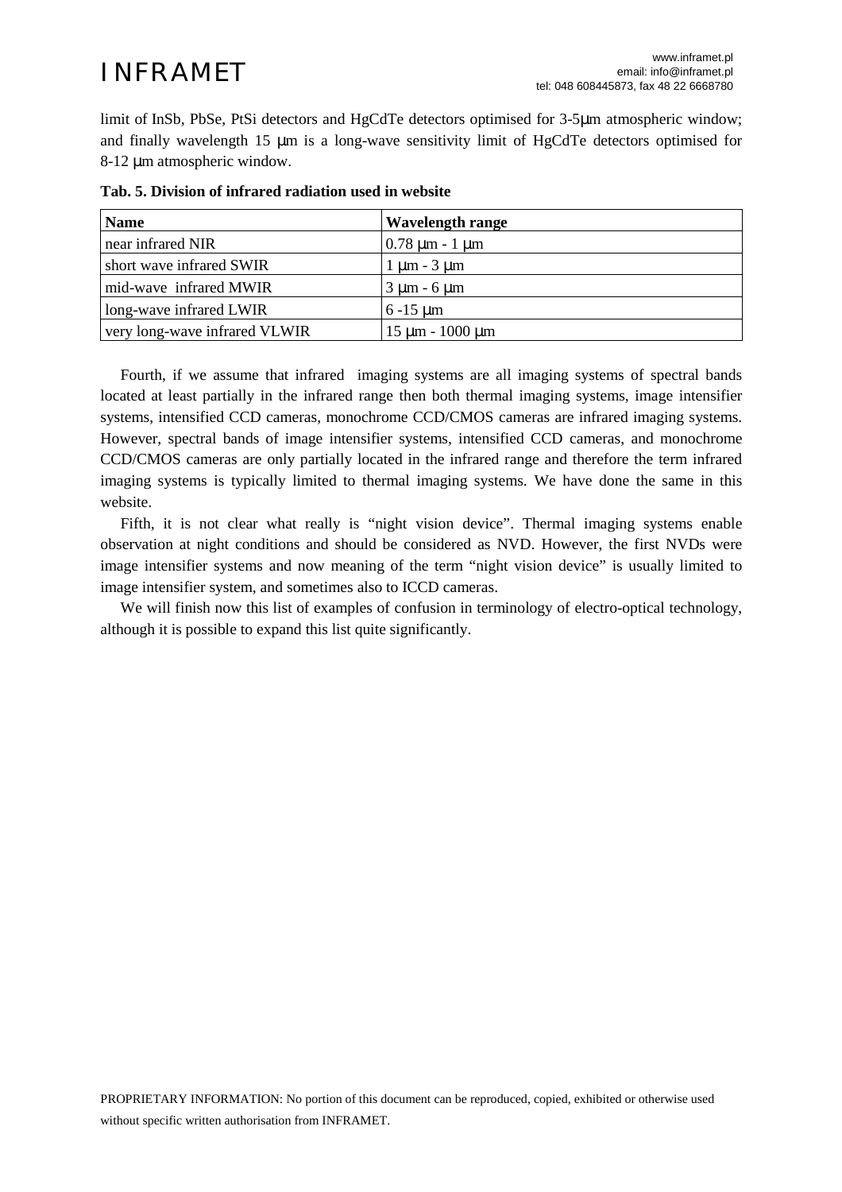limit of InSb, PbSe, PtSi detectors and HgCdTe detectors optimised for 3-5μm atmospheric window; and finally wavelength 15 μm is a long-wave sensitivity limit of HgCdTe detectors optimised for 8-12 μm atmospheric window.

**Tab. 5. Division of infrared radiation used in website**

| Name | Wavelength range |
|---|---|
| near infrared NIR | 0.78 μm - 1 μm |
| short wave infrared SWIR | 1 μm - 3 μm |
| mid-wave infrared MWIR | 3 μm - 6 μm |
| long-wave infrared LWIR | 6 -15 μm |
| very long-wave infrared VLWIR | 15 μm - 1000 μm |

Fourth, if we assume that infrared imaging systems are all imaging systems of spectral bands located at least partially in the infrared range then both thermal imaging systems, image intensifier systems, intensified CCD cameras, monochrome CCD/CMOS cameras are infrared imaging systems. However, spectral bands of image intensifier systems, intensified CCD cameras, and monochrome CCD/CMOS cameras are only partially located in the infrared range and therefore the term infrared imaging systems is typically limited to thermal imaging systems. We have done the same in this website.

Fifth, it is not clear what really is "night vision device". Thermal imaging systems enable observation at night conditions and should be considered as NVD. However, the first NVDs were image intensifier systems and now meaning of the term "night vision device" is usually limited to image intensifier system, and sometimes also to ICCD cameras.

We will finish now this list of examples of confusion in terminology of electro-optical technology, although it is possible to expand this list quite significantly.